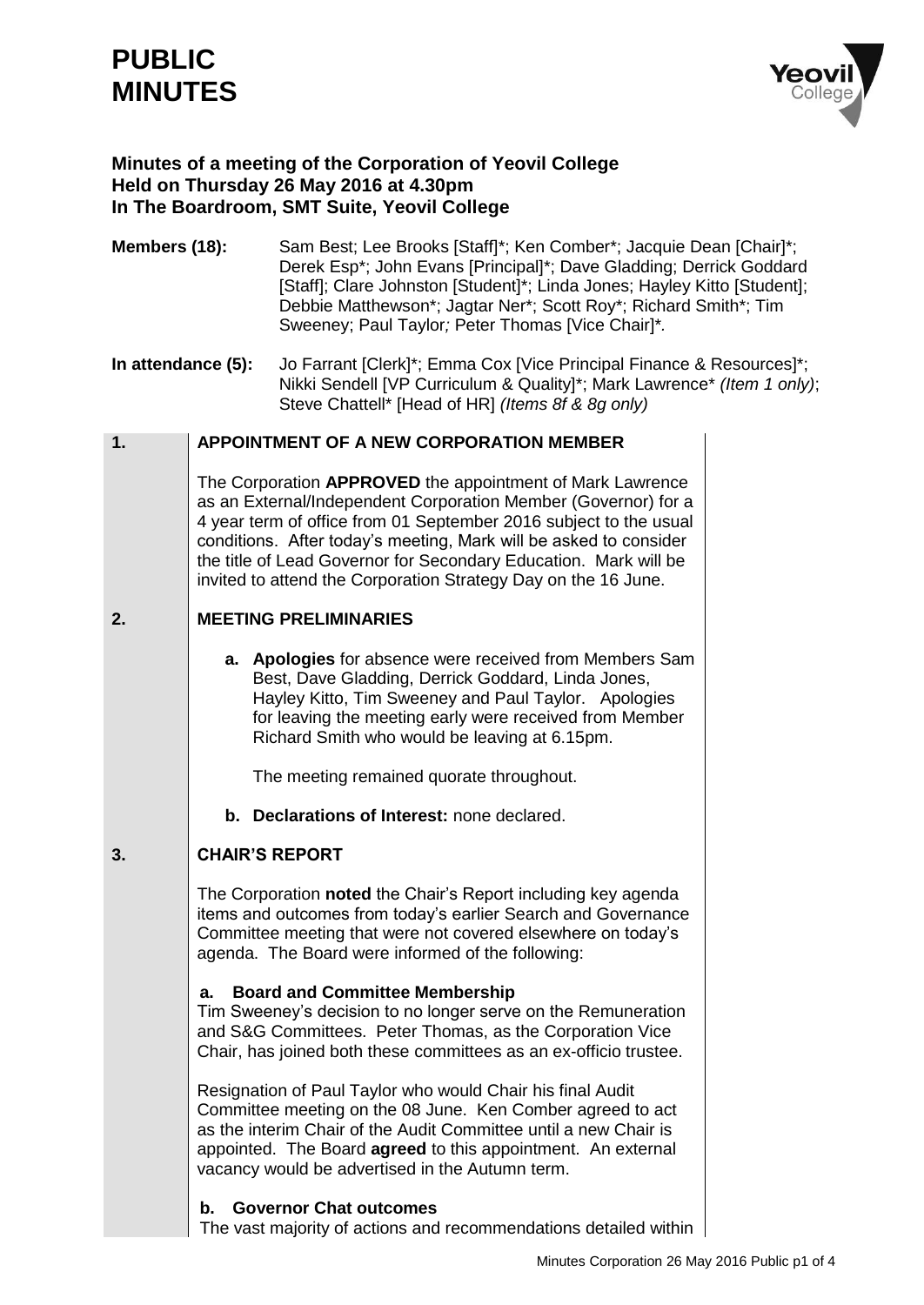# PUBLIC MINUTES

**Minutes of a meeting of the Corporation of Yeovil College**
**Held on Thursday 26 May 2016 at 4.30pm**
**In The Boardroom, SMT Suite, Yeovil College**

**Members (18):** Sam Best; Lee Brooks [Staff]*; Ken Comber*; Jacquie Dean [Chair]*; Derek Esp*; John Evans [Principal]*; Dave Gladding; Derrick Goddard [Staff]; Clare Johnston [Student]*; Linda Jones; Hayley Kitto [Student]; Debbie Matthewson*; Jagtar Ner*; Scott Roy*; Richard Smith*; Tim Sweeney; Paul Taylor*;* Peter Thomas [Vice Chair]*.

**In attendance (5):** Jo Farrant [Clerk]*; Emma Cox [Vice Principal Finance & Resources]*; Nikki Sendell [VP Curriculum & Quality]*; Mark Lawrence* *(Item 1 only)*; Steve Chattell* [Head of HR] *(Items 8f & 8g only)*

## 1. APPOINTMENT OF A NEW CORPORATION MEMBER

The Corporation **APPROVED** the appointment of Mark Lawrence as an External/Independent Corporation Member (Governor) for a 4 year term of office from 01 September 2016 subject to the usual conditions. After today's meeting, Mark will be asked to consider the title of Lead Governor for Secondary Education. Mark will be invited to attend the Corporation Strategy Day on the 16 June.

## 2. MEETING PRELIMINARIES

**a. Apologies** for absence were received from Members Sam Best, Dave Gladding, Derrick Goddard, Linda Jones, Hayley Kitto, Tim Sweeney and Paul Taylor. Apologies for leaving the meeting early were received from Member Richard Smith who would be leaving at 6.15pm.

The meeting remained quorate throughout.

**b. Declarations of Interest:** none declared.

## 3. CHAIR'S REPORT

The Corporation **noted** the Chair's Report including key agenda items and outcomes from today's earlier Search and Governance Committee meeting that were not covered elsewhere on today's agenda. The Board were informed of the following:

**a. Board and Committee Membership**

Tim Sweeney's decision to no longer serve on the Remuneration and S&G Committees. Peter Thomas, as the Corporation Vice Chair, has joined both these committees as an ex-officio trustee.

Resignation of Paul Taylor who would Chair his final Audit Committee meeting on the 08 June. Ken Comber agreed to act as the interim Chair of the Audit Committee until a new Chair is appointed. The Board **agreed** to this appointment. An external vacancy would be advertised in the Autumn term.

**b. Governor Chat outcomes**

The vast majority of actions and recommendations detailed within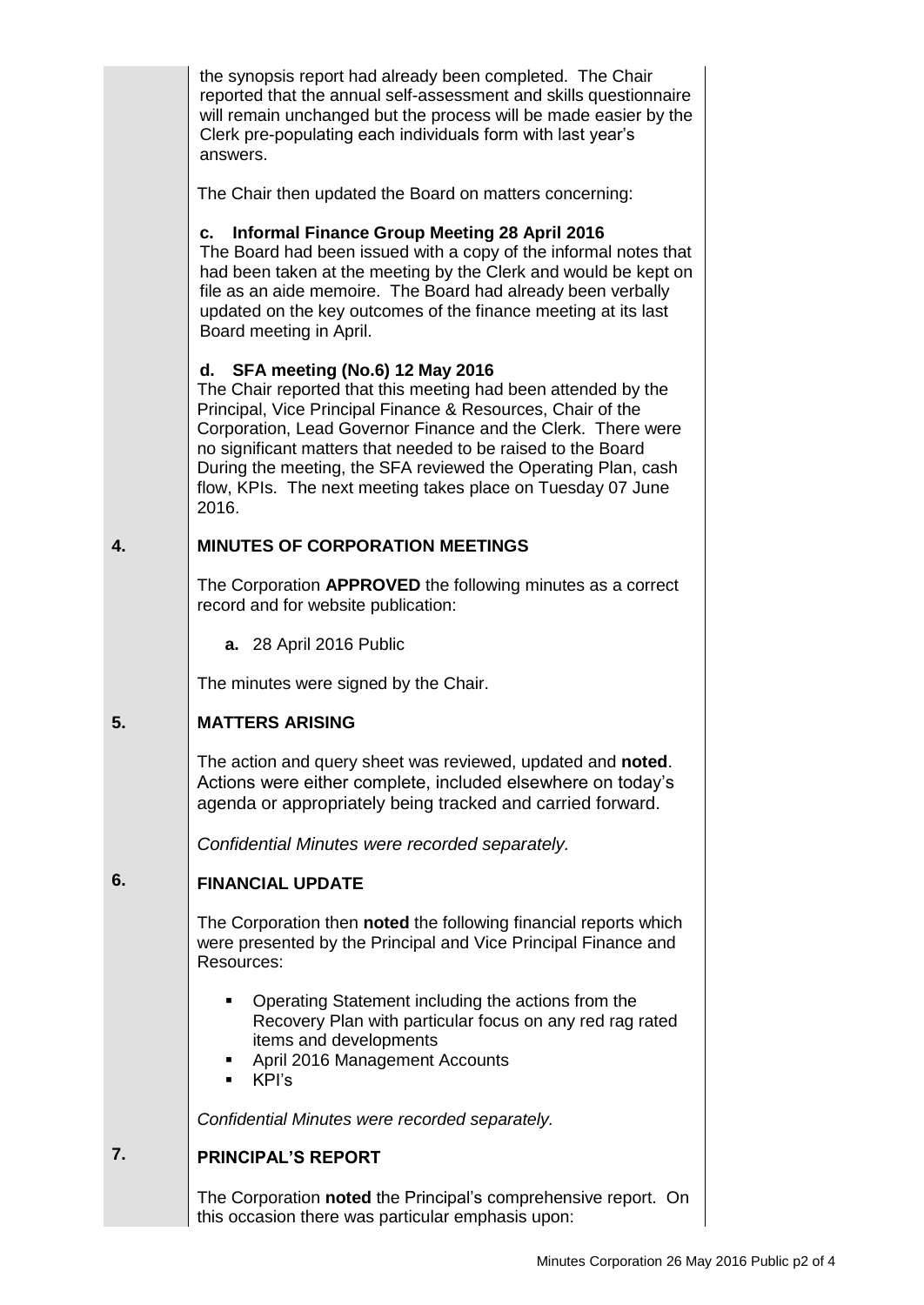the synopsis report had already been completed. The Chair reported that the annual self-assessment and skills questionnaire will remain unchanged but the process will be made easier by the Clerk pre-populating each individuals form with last year's answers.

The Chair then updated the Board on matters concerning:

**c. Informal Finance Group Meeting 28 April 2016**
The Board had been issued with a copy of the informal notes that had been taken at the meeting by the Clerk and would be kept on file as an aide memoire. The Board had already been verbally updated on the key outcomes of the finance meeting at its last Board meeting in April.

**d. SFA meeting (No.6) 12 May 2016**
The Chair reported that this meeting had been attended by the Principal, Vice Principal Finance & Resources, Chair of the Corporation, Lead Governor Finance and the Clerk. There were no significant matters that needed to be raised to the Board During the meeting, the SFA reviewed the Operating Plan, cash flow, KPIs. The next meeting takes place on Tuesday 07 June 2016.

**4. MINUTES OF CORPORATION MEETINGS**

The Corporation **APPROVED** the following minutes as a correct record and for website publication:

- **a.** 28 April 2016 Public

The minutes were signed by the Chair.

**5. MATTERS ARISING**

The action and query sheet was reviewed, updated and **noted**. Actions were either complete, included elsewhere on today's agenda or appropriately being tracked and carried forward.

*Confidential Minutes were recorded separately.*

**6. FINANCIAL UPDATE**

The Corporation then **noted** the following financial reports which were presented by the Principal and Vice Principal Finance and Resources:

- Operating Statement including the actions from the Recovery Plan with particular focus on any red rag rated items and developments
- April 2016 Management Accounts
- KPI's

*Confidential Minutes were recorded separately.*

**7. PRINCIPAL'S REPORT**

The Corporation **noted** the Principal's comprehensive report. On this occasion there was particular emphasis upon: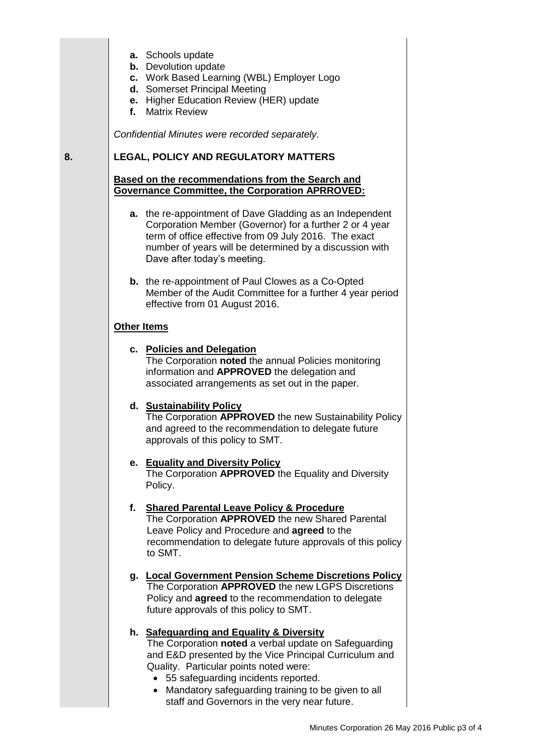- **a.** Schools update
- **b.** Devolution update
- **c.** Work Based Learning (WBL) Employer Logo
- **d.** Somerset Principal Meeting
- **e.** Higher Education Review (HER) update
- **f.** Matrix Review

*Confidential Minutes were recorded separately.*

## 8. LEGAL, POLICY AND REGULATORY MATTERS

**Based on the recommendations from the Search and Governance Committee, the Corporation APRROVED:**

- **a.** the re-appointment of Dave Gladding as an Independent Corporation Member (Governor) for a further 2 or 4 year term of office effective from 09 July 2016. The exact number of years will be determined by a discussion with Dave after today's meeting.

- **b.** the re-appointment of Paul Clowes as a Co-Opted Member of the Audit Committee for a further 4 year period effective from 01 August 2016.

**Other Items**

- **c. Policies and Delegation**
  The Corporation **noted** the annual Policies monitoring information and **APPROVED** the delegation and associated arrangements as set out in the paper.

- **d. Sustainability Policy**
  The Corporation **APPROVED** the new Sustainability Policy and agreed to the recommendation to delegate future approvals of this policy to SMT.

- **e. Equality and Diversity Policy**
  The Corporation **APPROVED** the Equality and Diversity Policy.

- **f. Shared Parental Leave Policy & Procedure**
  The Corporation **APPROVED** the new Shared Parental Leave Policy and Procedure and **agreed** to the recommendation to delegate future approvals of this policy to SMT.

- **g. Local Government Pension Scheme Discretions Policy**
  The Corporation **APPROVED** the new LGPS Discretions Policy and **agreed** to the recommendation to delegate future approvals of this policy to SMT.

- **h. Safeguarding and Equality & Diversity**
  The Corporation **noted** a verbal update on Safeguarding and E&D presented by the Vice Principal Curriculum and Quality. Particular points noted were:
  - 55 safeguarding incidents reported.
  - Mandatory safeguarding training to be given to all staff and Governors in the very near future.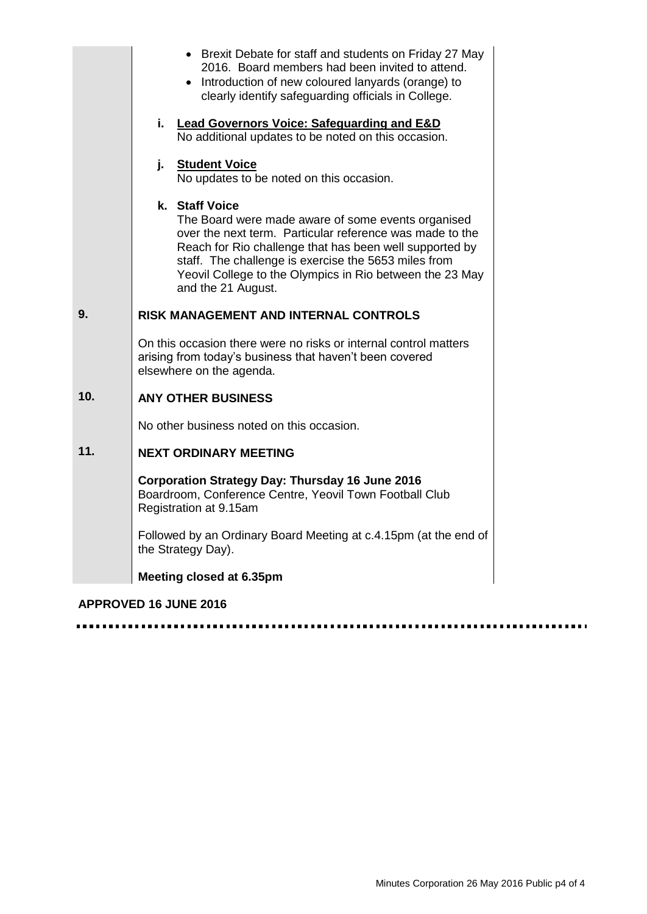- Brexit Debate for staff and students on Friday 27 May 2016. Board members had been invited to attend.
- Introduction of new coloured lanyards (orange) to clearly identify safeguarding officials in College.

**i. Lead Governors Voice: Safeguarding and E&D**
No additional updates to be noted on this occasion.

**j. Student Voice**
No updates to be noted on this occasion.

**k. Staff Voice**
The Board were made aware of some events organised over the next term. Particular reference was made to the Reach for Rio challenge that has been well supported by staff. The challenge is exercise the 5653 miles from Yeovil College to the Olympics in Rio between the 23 May and the 21 August.

## 9. RISK MANAGEMENT AND INTERNAL CONTROLS

On this occasion there were no risks or internal control matters arising from today's business that haven't been covered elsewhere on the agenda.

## 10. ANY OTHER BUSINESS

No other business noted on this occasion.

## 11. NEXT ORDINARY MEETING

**Corporation Strategy Day: Thursday 16 June 2016**
Boardroom, Conference Centre, Yeovil Town Football Club
Registration at 9.15am

Followed by an Ordinary Board Meeting at c.4.15pm (at the end of the Strategy Day).

**Meeting closed at 6.35pm**

**APPROVED 16 JUNE 2016**